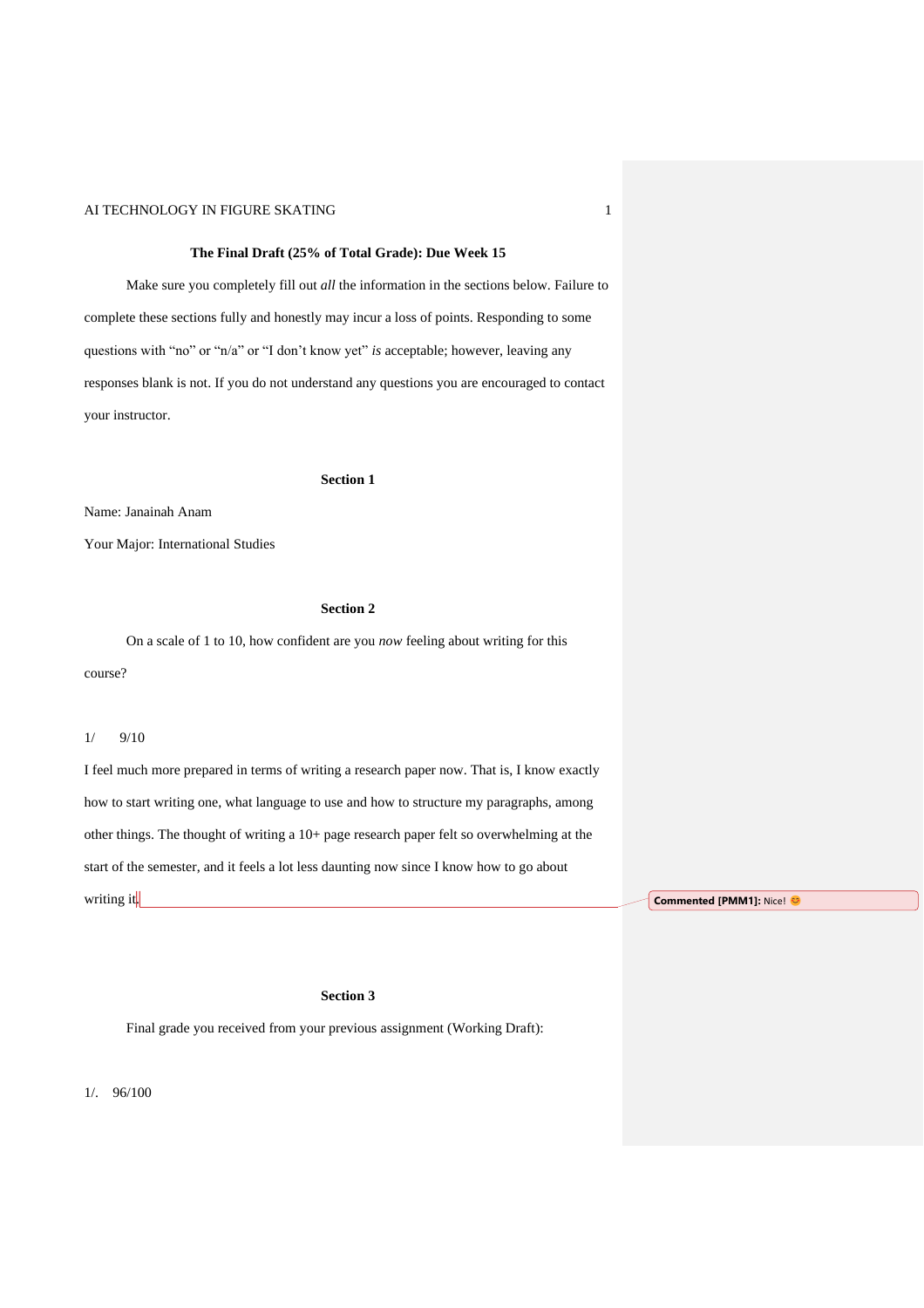**The Final Draft (25% of Total Grade): Due Week 15**

Make sure you completely fill out *all* the information in the sections below. Failure to complete these sections fully and honestly may incur a loss of points. Responding to some questions with "no" or "n/a" or "I don't know yet" *is* acceptable; however, leaving any responses blank is not. If you do not understand any questions you are encouraged to contact your instructor.

**Section 1**

Name: Janainah Anam

Your Major: International Studies

**Section 2**

On a scale of 1 to 10, how confident are you *now* feeling about writing for this course?

1/ 9/10

I feel much more prepared in terms of writing a research paper now. That is, I know exactly how to start writing one, what language to use and how to structure my paragraphs, among other things. The thought of writing a 10+ page research paper felt so overwhelming at the start of the semester, and it feels a lot less daunting now since I know how to go about writing it.

**Commented [PMM1]:** Nice! 😊

**Section 3**

Final grade you received from your previous assignment (Working Draft):

1/. 96/100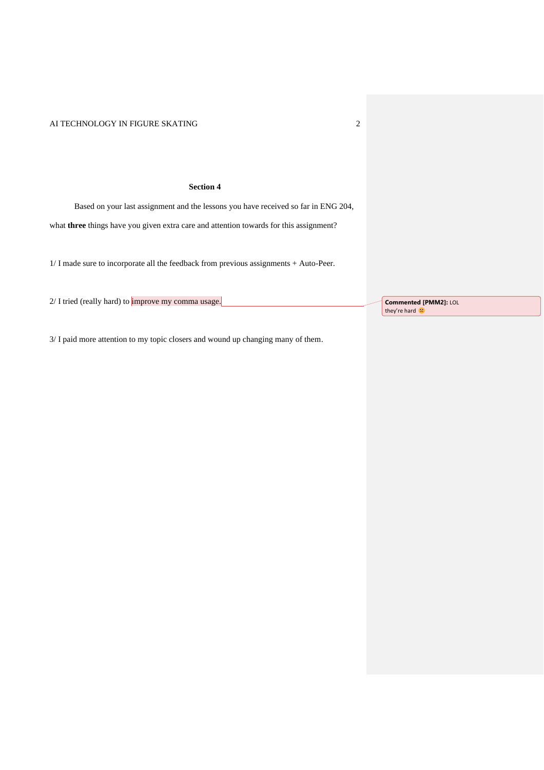### Section 4

Based on your last assignment and the lessons you have received so far in ENG 204, what **three** things have you given extra care and attention towards for this assignment?

1/ I made sure to incorporate all the feedback from previous assignments + Auto-Peer.

2/ I tried (really hard) to improve my comma usage.

**Commented [PMM2]:** LOL they're hard 😟

3/ I paid more attention to my topic closers and wound up changing many of them.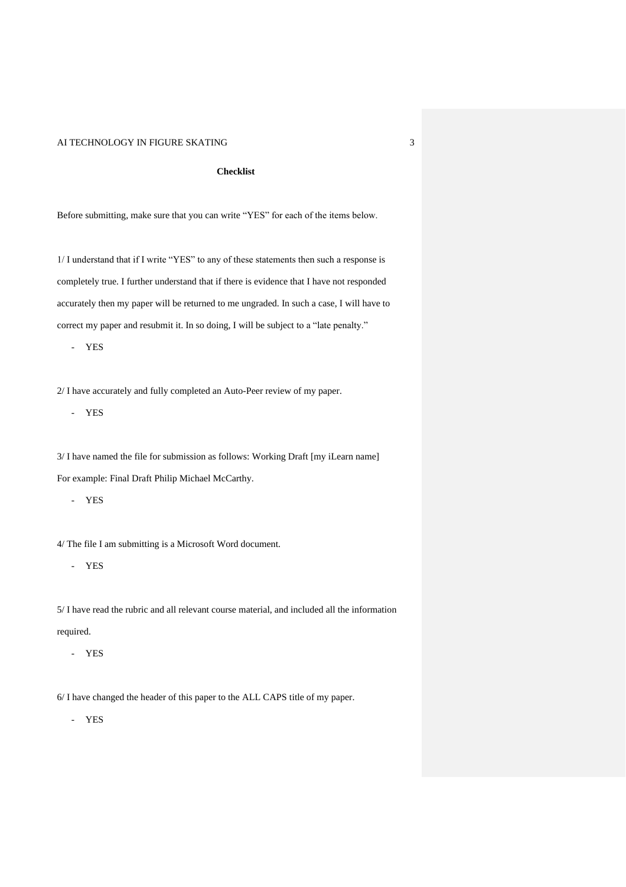**Checklist**

Before submitting, make sure that you can write "YES" for each of the items below.

1/ I understand that if I write "YES" to any of these statements then such a response is completely true. I further understand that if there is evidence that I have not responded accurately then my paper will be returned to me ungraded. In such a case, I will have to correct my paper and resubmit it. In so doing, I will be subject to a "late penalty."

- YES

2/ I have accurately and fully completed an Auto-Peer review of my paper.

- YES

3/ I have named the file for submission as follows: Working Draft [my iLearn name] For example: Final Draft Philip Michael McCarthy.

- YES

4/ The file I am submitting is a Microsoft Word document.

- YES

5/ I have read the rubric and all relevant course material, and included all the information required.

- YES

6/ I have changed the header of this paper to the ALL CAPS title of my paper.

- YES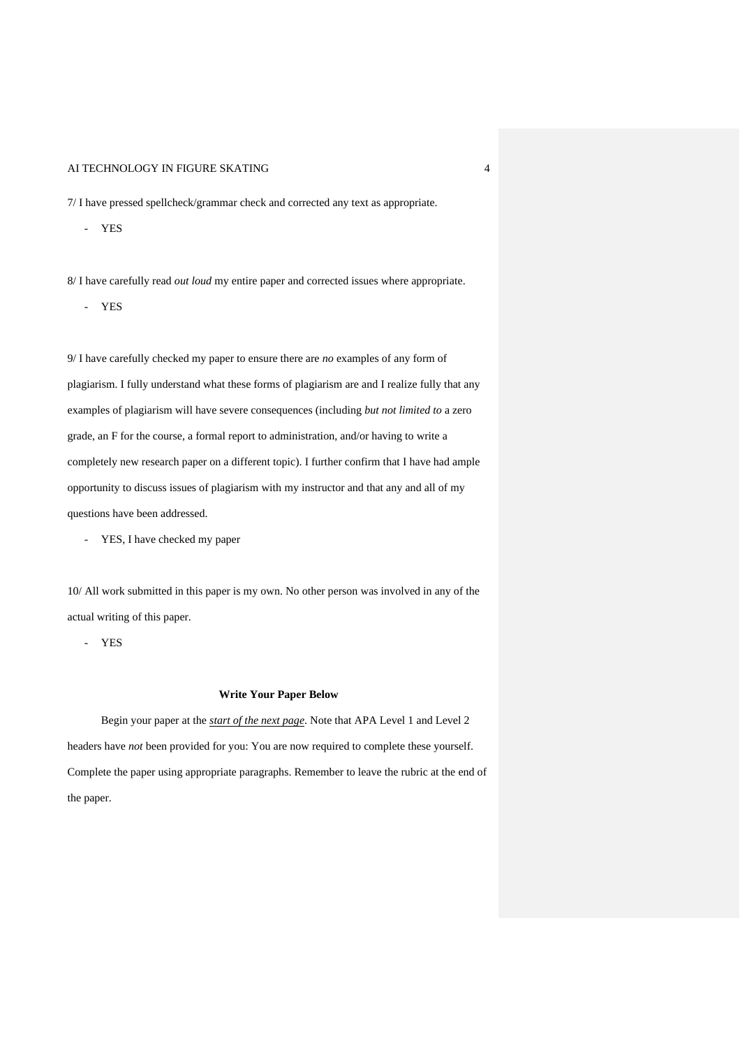7/ I have pressed spellcheck/grammar check and corrected any text as appropriate.

- YES

8/ I have carefully read *out loud* my entire paper and corrected issues where appropriate.

- YES

9/ I have carefully checked my paper to ensure there are *no* examples of any form of plagiarism. I fully understand what these forms of plagiarism are and I realize fully that any examples of plagiarism will have severe consequences (including *but not limited to* a zero grade, an F for the course, a formal report to administration, and/or having to write a completely new research paper on a different topic). I further confirm that I have had ample opportunity to discuss issues of plagiarism with my instructor and that any and all of my questions have been addressed.

- YES, I have checked my paper

10/ All work submitted in this paper is my own. No other person was involved in any of the actual writing of this paper.

- YES

**Write Your Paper Below**

Begin your paper at the ***start of the next page***. Note that APA Level 1 and Level 2 headers have *not* been provided for you: You are now required to complete these yourself. Complete the paper using appropriate paragraphs. Remember to leave the rubric at the end of the paper.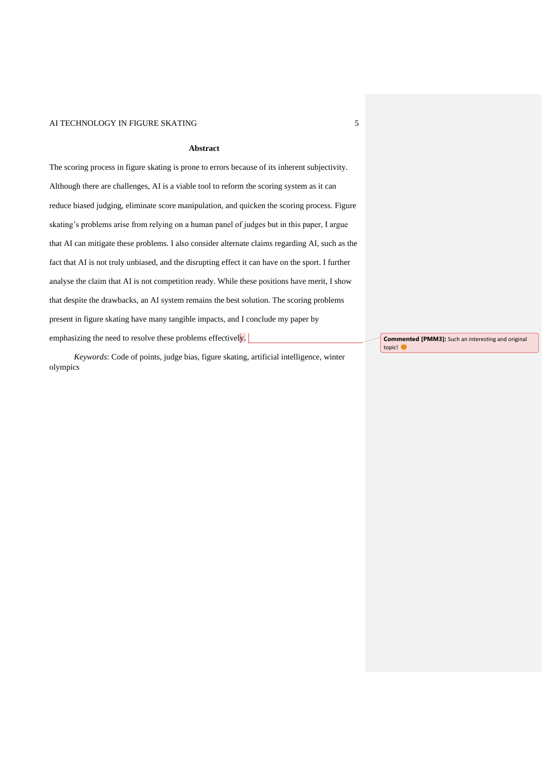## Abstract

The scoring process in figure skating is prone to errors because of its inherent subjectivity. Although there are challenges, AI is a viable tool to reform the scoring system as it can reduce biased judging, eliminate score manipulation, and quicken the scoring process. Figure skating's problems arise from relying on a human panel of judges but in this paper, I argue that AI can mitigate these problems. I also consider alternate claims regarding AI, such as the fact that AI is not truly unbiased, and the disrupting effect it can have on the sport. I further analyse the claim that AI is not competition ready. While these positions have merit, I show that despite the drawbacks, an AI system remains the best solution. The scoring problems present in figure skating have many tangible impacts, and I conclude my paper by emphasizing the need to resolve these problems effectively.

*Keywords*: Code of points, judge bias, figure skating, artificial intelligence, winter olympics

**Commented [PMM3]:** Such an interesting and original topic! 😊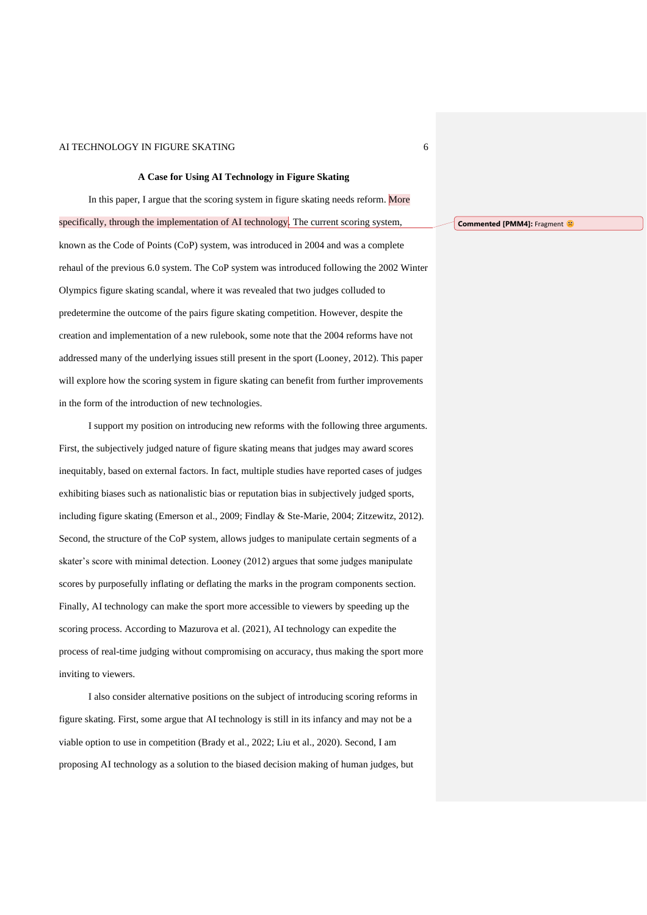## A Case for Using AI Technology in Figure Skating

In this paper, I argue that the scoring system in figure skating needs reform. More specifically, through the implementation of AI technology. The current scoring system, known as the Code of Points (CoP) system, was introduced in 2004 and was a complete rehaul of the previous 6.0 system. The CoP system was introduced following the 2002 Winter Olympics figure skating scandal, where it was revealed that two judges colluded to predetermine the outcome of the pairs figure skating competition. However, despite the creation and implementation of a new rulebook, some note that the 2004 reforms have not addressed many of the underlying issues still present in the sport (Looney, 2012). This paper will explore how the scoring system in figure skating can benefit from further improvements in the form of the introduction of new technologies.

I support my position on introducing new reforms with the following three arguments. First, the subjectively judged nature of figure skating means that judges may award scores inequitably, based on external factors. In fact, multiple studies have reported cases of judges exhibiting biases such as nationalistic bias or reputation bias in subjectively judged sports, including figure skating (Emerson et al., 2009; Findlay & Ste-Marie, 2004; Zitzewitz, 2012). Second, the structure of the CoP system, allows judges to manipulate certain segments of a skater's score with minimal detection. Looney (2012) argues that some judges manipulate scores by purposefully inflating or deflating the marks in the program components section. Finally, AI technology can make the sport more accessible to viewers by speeding up the scoring process. According to Mazurova et al. (2021), AI technology can expedite the process of real-time judging without compromising on accuracy, thus making the sport more inviting to viewers.

I also consider alternative positions on the subject of introducing scoring reforms in figure skating. First, some argue that AI technology is still in its infancy and may not be a viable option to use in competition (Brady et al., 2022; Liu et al., 2020). Second, I am proposing AI technology as a solution to the biased decision making of human judges, but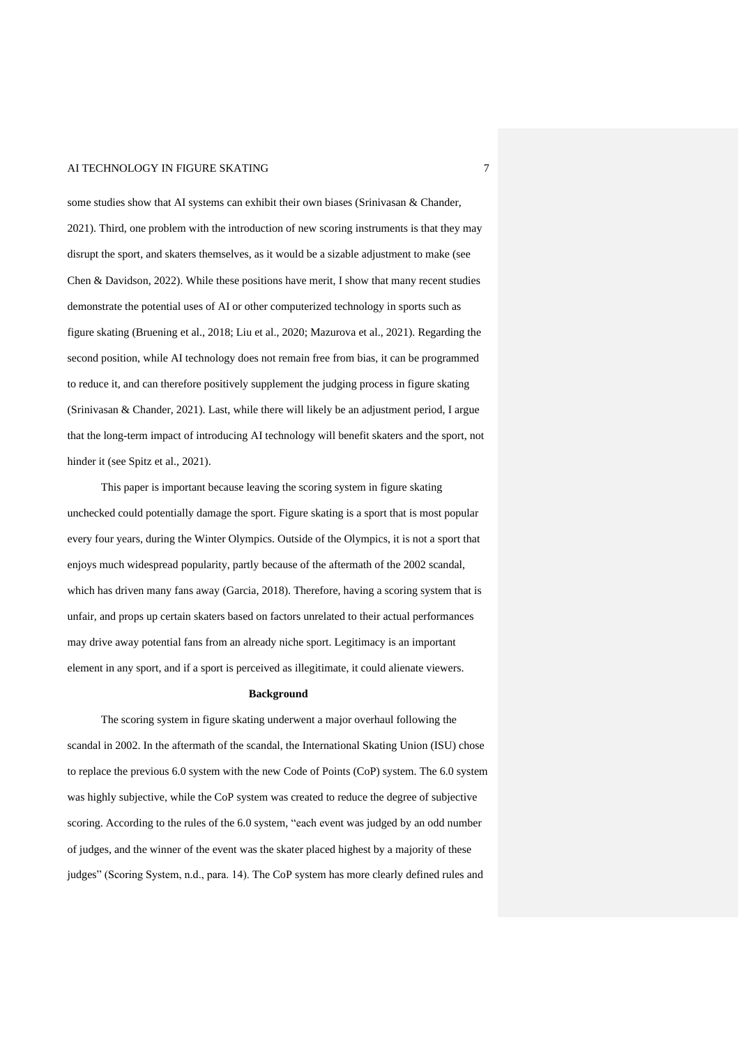some studies show that AI systems can exhibit their own biases (Srinivasan & Chander, 2021). Third, one problem with the introduction of new scoring instruments is that they may disrupt the sport, and skaters themselves, as it would be a sizable adjustment to make (see Chen & Davidson, 2022). While these positions have merit, I show that many recent studies demonstrate the potential uses of AI or other computerized technology in sports such as figure skating (Bruening et al., 2018; Liu et al., 2020; Mazurova et al., 2021). Regarding the second position, while AI technology does not remain free from bias, it can be programmed to reduce it, and can therefore positively supplement the judging process in figure skating (Srinivasan & Chander, 2021). Last, while there will likely be an adjustment period, I argue that the long-term impact of introducing AI technology will benefit skaters and the sport, not hinder it (see Spitz et al., 2021).

This paper is important because leaving the scoring system in figure skating unchecked could potentially damage the sport. Figure skating is a sport that is most popular every four years, during the Winter Olympics. Outside of the Olympics, it is not a sport that enjoys much widespread popularity, partly because of the aftermath of the 2002 scandal, which has driven many fans away (Garcia, 2018). Therefore, having a scoring system that is unfair, and props up certain skaters based on factors unrelated to their actual performances may drive away potential fans from an already niche sport. Legitimacy is an important element in any sport, and if a sport is perceived as illegitimate, it could alienate viewers.

## Background

The scoring system in figure skating underwent a major overhaul following the scandal in 2002. In the aftermath of the scandal, the International Skating Union (ISU) chose to replace the previous 6.0 system with the new Code of Points (CoP) system. The 6.0 system was highly subjective, while the CoP system was created to reduce the degree of subjective scoring. According to the rules of the 6.0 system, "each event was judged by an odd number of judges, and the winner of the event was the skater placed highest by a majority of these judges" (Scoring System, n.d., para. 14). The CoP system has more clearly defined rules and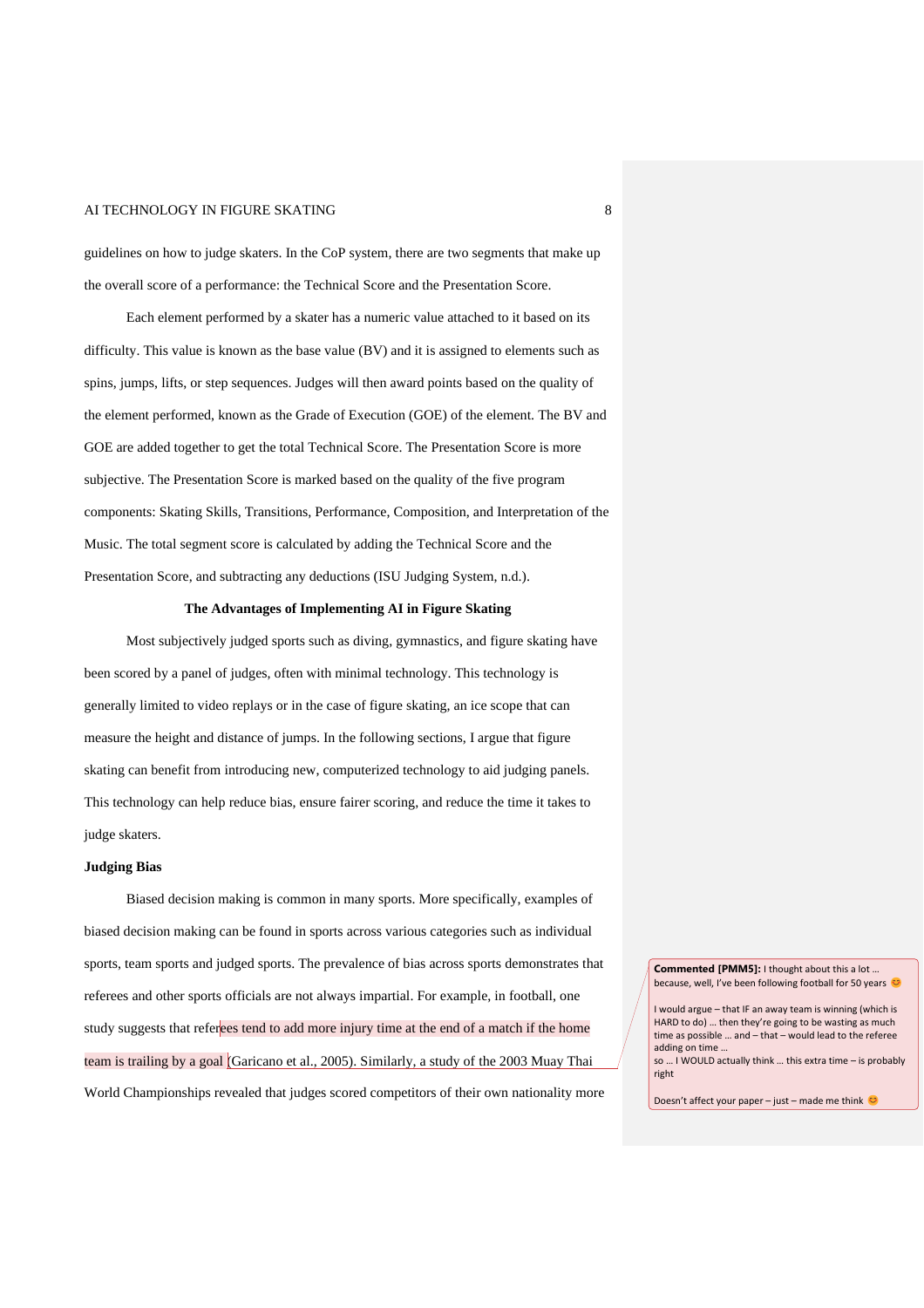guidelines on how to judge skaters. In the CoP system, there are two segments that make up the overall score of a performance: the Technical Score and the Presentation Score.

Each element performed by a skater has a numeric value attached to it based on its difficulty. This value is known as the base value (BV) and it is assigned to elements such as spins, jumps, lifts, or step sequences. Judges will then award points based on the quality of the element performed, known as the Grade of Execution (GOE) of the element. The BV and GOE are added together to get the total Technical Score. The Presentation Score is more subjective. The Presentation Score is marked based on the quality of the five program components: Skating Skills, Transitions, Performance, Composition, and Interpretation of the Music. The total segment score is calculated by adding the Technical Score and the Presentation Score, and subtracting any deductions (ISU Judging System, n.d.).

### The Advantages of Implementing AI in Figure Skating

Most subjectively judged sports such as diving, gymnastics, and figure skating have been scored by a panel of judges, often with minimal technology. This technology is generally limited to video replays or in the case of figure skating, an ice scope that can measure the height and distance of jumps. In the following sections, I argue that figure skating can benefit from introducing new, computerized technology to aid judging panels. This technology can help reduce bias, ensure fairer scoring, and reduce the time it takes to judge skaters.

#### Judging Bias

Biased decision making is common in many sports. More specifically, examples of biased decision making can be found in sports across various categories such as individual sports, team sports and judged sports. The prevalence of bias across sports demonstrates that referees and other sports officials are not always impartial. For example, in football, one study suggests that referees tend to add more injury time at the end of a match if the home team is trailing by a goal (Garicano et al., 2005). Similarly, a study of the 2003 Muay Thai World Championships revealed that judges scored competitors of their own nationality more

**Commented [PMM5]:** I thought about this a lot … because, well, I've been following football for 50 years 😊

I would argue – that IF an away team is winning (which is HARD to do) … then they're going to be wasting as much time as possible … and – that – would lead to the referee adding on time …
so … I WOULD actually think … this extra time – is probably right

Doesn't affect your paper – just – made me think 😊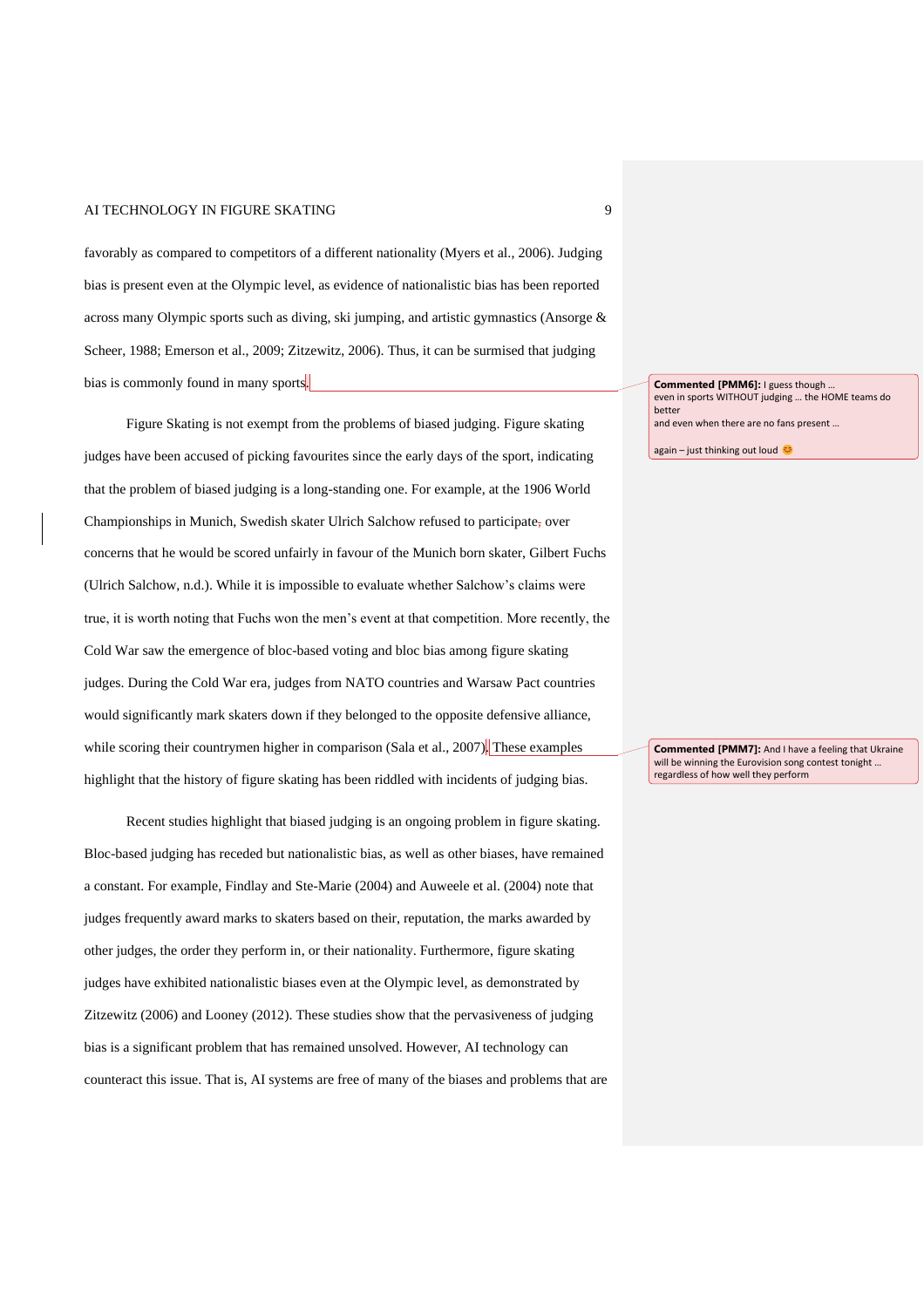favorably as compared to competitors of a different nationality (Myers et al., 2006). Judging bias is present even at the Olympic level, as evidence of nationalistic bias has been reported across many Olympic sports such as diving, ski jumping, and artistic gymnastics (Ansorge & Scheer, 1988; Emerson et al., 2009; Zitzewitz, 2006). Thus, it can be surmised that judging bias is commonly found in many sports.

Figure Skating is not exempt from the problems of biased judging. Figure skating judges have been accused of picking favourites since the early days of the sport, indicating that the problem of biased judging is a long-standing one. For example, at the 1906 World Championships in Munich, Swedish skater Ulrich Salchow refused to participate, over concerns that he would be scored unfairly in favour of the Munich born skater, Gilbert Fuchs (Ulrich Salchow, n.d.). While it is impossible to evaluate whether Salchow's claims were true, it is worth noting that Fuchs won the men's event at that competition. More recently, the Cold War saw the emergence of bloc-based voting and bloc bias among figure skating judges. During the Cold War era, judges from NATO countries and Warsaw Pact countries would significantly mark skaters down if they belonged to the opposite defensive alliance, while scoring their countrymen higher in comparison (Sala et al., 2007). These examples highlight that the history of figure skating has been riddled with incidents of judging bias.

Recent studies highlight that biased judging is an ongoing problem in figure skating. Bloc-based judging has receded but nationalistic bias, as well as other biases, have remained a constant. For example, Findlay and Ste-Marie (2004) and Auweele et al. (2004) note that judges frequently award marks to skaters based on their, reputation, the marks awarded by other judges, the order they perform in, or their nationality. Furthermore, figure skating judges have exhibited nationalistic biases even at the Olympic level, as demonstrated by Zitzewitz (2006) and Looney (2012). These studies show that the pervasiveness of judging bias is a significant problem that has remained unsolved. However, AI technology can counteract this issue. That is, AI systems are free of many of the biases and problems that are

**Commented [PMM6]:** I guess though … even in sports WITHOUT judging … the HOME teams do better and even when there are no fans present …

again – just thinking out loud 😊

**Commented [PMM7]:** And I have a feeling that Ukraine will be winning the Eurovision song contest tonight … regardless of how well they perform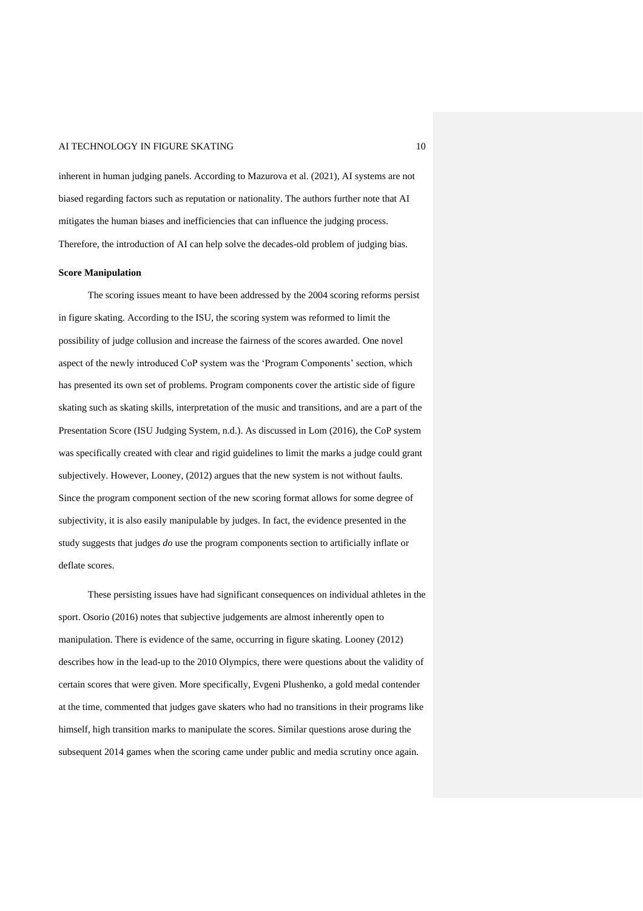inherent in human judging panels. According to Mazurova et al. (2021), AI systems are not biased regarding factors such as reputation or nationality. The authors further note that AI mitigates the human biases and inefficiencies that can influence the judging process. Therefore, the introduction of AI can help solve the decades-old problem of judging bias.

**Score Manipulation**

The scoring issues meant to have been addressed by the 2004 scoring reforms persist in figure skating. According to the ISU, the scoring system was reformed to limit the possibility of judge collusion and increase the fairness of the scores awarded. One novel aspect of the newly introduced CoP system was the 'Program Components' section, which has presented its own set of problems. Program components cover the artistic side of figure skating such as skating skills, interpretation of the music and transitions, and are a part of the Presentation Score (ISU Judging System, n.d.). As discussed in Lom (2016), the CoP system was specifically created with clear and rigid guidelines to limit the marks a judge could grant subjectively. However, Looney, (2012) argues that the new system is not without faults. Since the program component section of the new scoring format allows for some degree of subjectivity, it is also easily manipulable by judges. In fact, the evidence presented in the study suggests that judges *do* use the program components section to artificially inflate or deflate scores.

These persisting issues have had significant consequences on individual athletes in the sport. Osorio (2016) notes that subjective judgements are almost inherently open to manipulation. There is evidence of the same, occurring in figure skating. Looney (2012) describes how in the lead-up to the 2010 Olympics, there were questions about the validity of certain scores that were given. More specifically, Evgeni Plushenko, a gold medal contender at the time, commented that judges gave skaters who had no transitions in their programs like himself, high transition marks to manipulate the scores. Similar questions arose during the subsequent 2014 games when the scoring came under public and media scrutiny once again.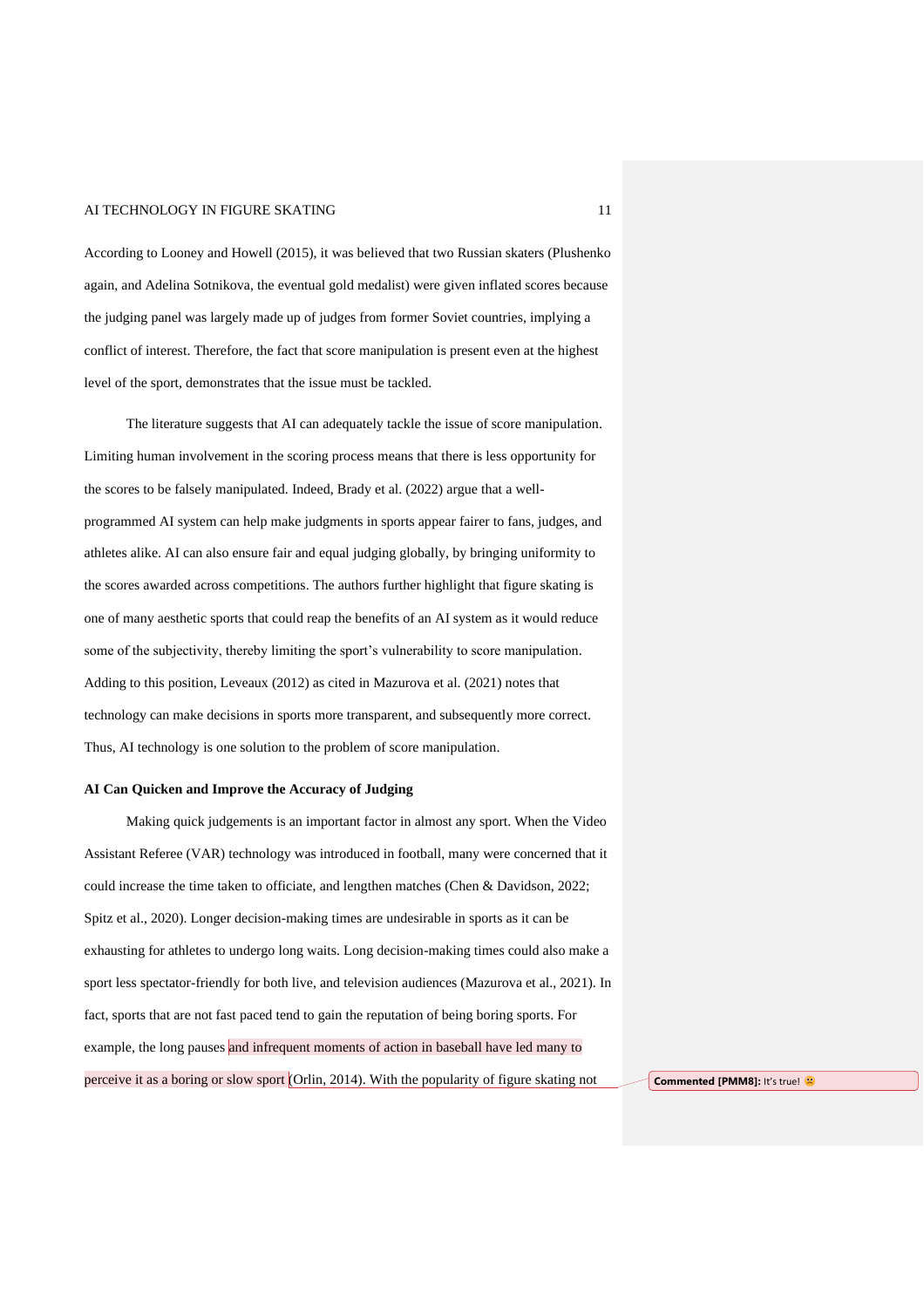According to Looney and Howell (2015), it was believed that two Russian skaters (Plushenko again, and Adelina Sotnikova, the eventual gold medalist) were given inflated scores because the judging panel was largely made up of judges from former Soviet countries, implying a conflict of interest. Therefore, the fact that score manipulation is present even at the highest level of the sport, demonstrates that the issue must be tackled.

The literature suggests that AI can adequately tackle the issue of score manipulation. Limiting human involvement in the scoring process means that there is less opportunity for the scores to be falsely manipulated. Indeed, Brady et al. (2022) argue that a well-programmed AI system can help make judgments in sports appear fairer to fans, judges, and athletes alike. AI can also ensure fair and equal judging globally, by bringing uniformity to the scores awarded across competitions. The authors further highlight that figure skating is one of many aesthetic sports that could reap the benefits of an AI system as it would reduce some of the subjectivity, thereby limiting the sport's vulnerability to score manipulation. Adding to this position, Leveaux (2012) as cited in Mazurova et al. (2021) notes that technology can make decisions in sports more transparent, and subsequently more correct. Thus, AI technology is one solution to the problem of score manipulation.

**AI Can Quicken and Improve the Accuracy of Judging**

Making quick judgements is an important factor in almost any sport. When the Video Assistant Referee (VAR) technology was introduced in football, many were concerned that it could increase the time taken to officiate, and lengthen matches (Chen & Davidson, 2022; Spitz et al., 2020). Longer decision-making times are undesirable in sports as it can be exhausting for athletes to undergo long waits. Long decision-making times could also make a sport less spectator-friendly for both live, and television audiences (Mazurova et al., 2021). In fact, sports that are not fast paced tend to gain the reputation of being boring sports. For example, the long pauses and infrequent moments of action in baseball have led many to perceive it as a boring or slow sport (Orlin, 2014). With the popularity of figure skating not

**Commented [PMM8]:** It's true! 🙁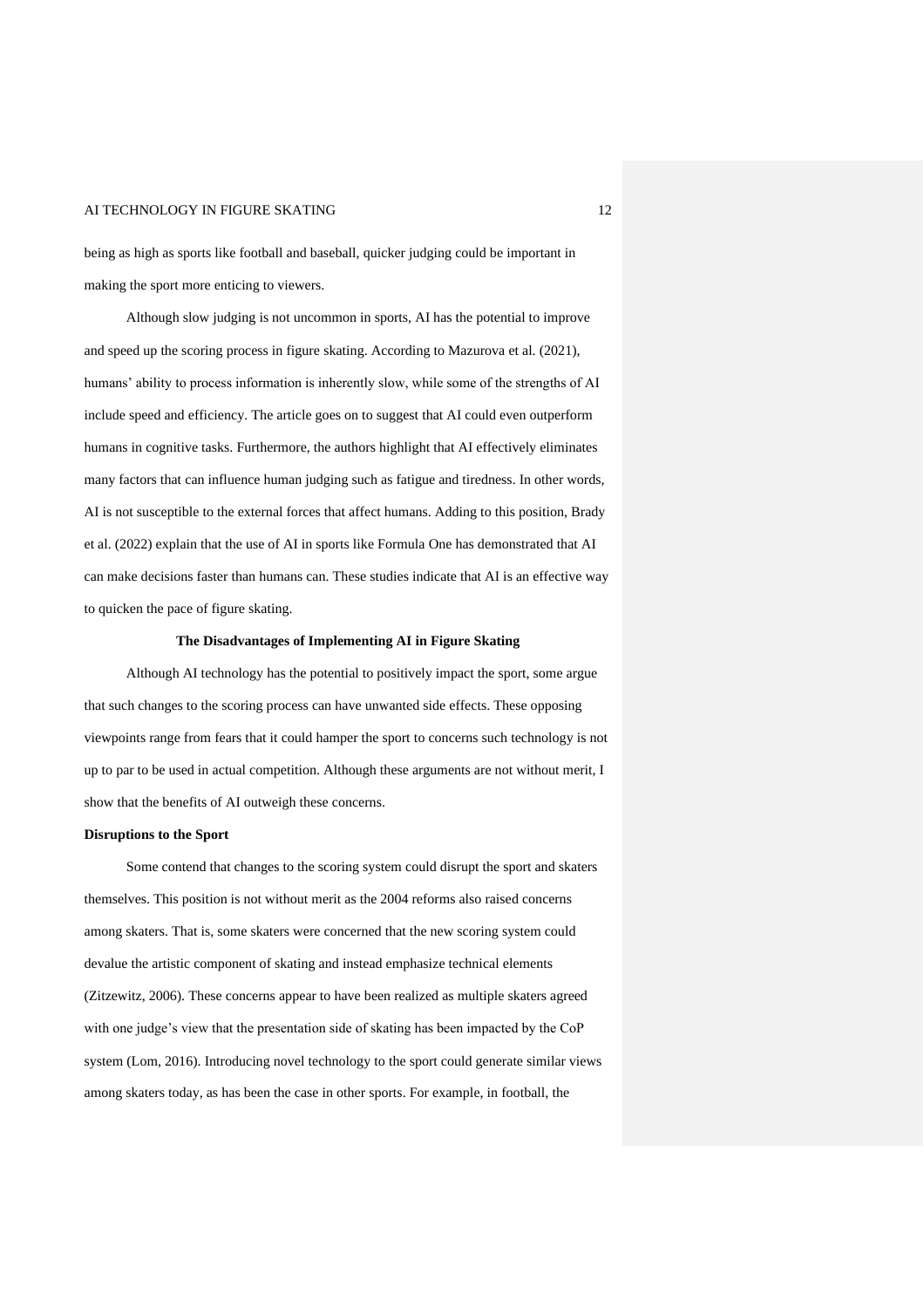being as high as sports like football and baseball, quicker judging could be important in making the sport more enticing to viewers.

Although slow judging is not uncommon in sports, AI has the potential to improve and speed up the scoring process in figure skating. According to Mazurova et al. (2021), humans' ability to process information is inherently slow, while some of the strengths of AI include speed and efficiency. The article goes on to suggest that AI could even outperform humans in cognitive tasks. Furthermore, the authors highlight that AI effectively eliminates many factors that can influence human judging such as fatigue and tiredness. In other words, AI is not susceptible to the external forces that affect humans. Adding to this position, Brady et al. (2022) explain that the use of AI in sports like Formula One has demonstrated that AI can make decisions faster than humans can. These studies indicate that AI is an effective way to quicken the pace of figure skating.

## The Disadvantages of Implementing AI in Figure Skating

Although AI technology has the potential to positively impact the sport, some argue that such changes to the scoring process can have unwanted side effects. These opposing viewpoints range from fears that it could hamper the sport to concerns such technology is not up to par to be used in actual competition. Although these arguments are not without merit, I show that the benefits of AI outweigh these concerns.

### Disruptions to the Sport

Some contend that changes to the scoring system could disrupt the sport and skaters themselves. This position is not without merit as the 2004 reforms also raised concerns among skaters. That is, some skaters were concerned that the new scoring system could devalue the artistic component of skating and instead emphasize technical elements (Zitzewitz, 2006). These concerns appear to have been realized as multiple skaters agreed with one judge's view that the presentation side of skating has been impacted by the CoP system (Lom, 2016). Introducing novel technology to the sport could generate similar views among skaters today, as has been the case in other sports. For example, in football, the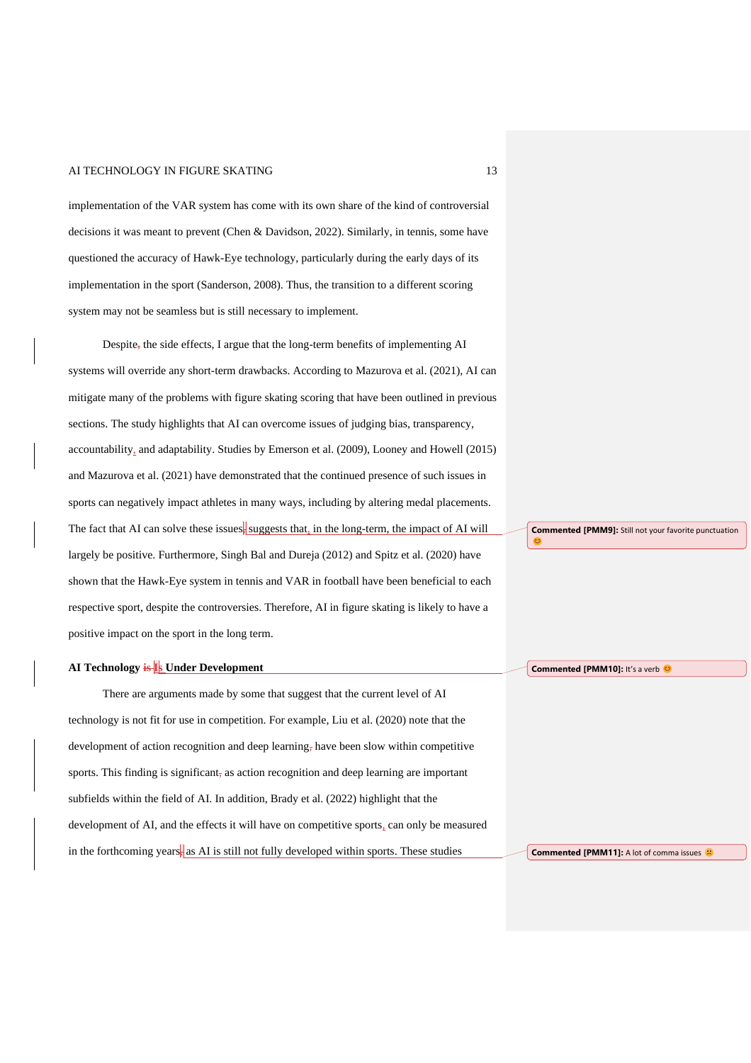implementation of the VAR system has come with its own share of the kind of controversial decisions it was meant to prevent (Chen & Davidson, 2022). Similarly, in tennis, some have questioned the accuracy of Hawk-Eye technology, particularly during the early days of its implementation in the sport (Sanderson, 2008). Thus, the transition to a different scoring system may not be seamless but is still necessary to implement.

Despite the side effects, I argue that the long-term benefits of implementing AI systems will override any short-term drawbacks. According to Mazurova et al. (2021), AI can mitigate many of the problems with figure skating scoring that have been outlined in previous sections. The study highlights that AI can overcome issues of judging bias, transparency, accountability, and adaptability. Studies by Emerson et al. (2009), Looney and Howell (2015) and Mazurova et al. (2021) have demonstrated that the continued presence of such issues in sports can negatively impact athletes in many ways, including by altering medal placements. The fact that AI can solve these issues suggests that, in the long-term, the impact of AI will largely be positive. Furthermore, Singh Bal and Dureja (2012) and Spitz et al. (2020) have shown that the Hawk-Eye system in tennis and VAR in football have been beneficial to each respective sport, despite the controversies. Therefore, AI in figure skating is likely to have a positive impact on the sport in the long term.

**AI Technology Is Under Development**

There are arguments made by some that suggest that the current level of AI technology is not fit for use in competition. For example, Liu et al. (2020) note that the development of action recognition and deep learning have been slow within competitive sports. This finding is significant as action recognition and deep learning are important subfields within the field of AI. In addition, Brady et al. (2022) highlight that the development of AI, and the effects it will have on competitive sports, can only be measured in the forthcoming years as AI is still not fully developed within sports. These studies

**Commented [PMM9]:** Still not your favorite punctuation 😊

**Commented [PMM10]:** It's a verb 😊

**Commented [PMM11]:** A lot of comma issues ☹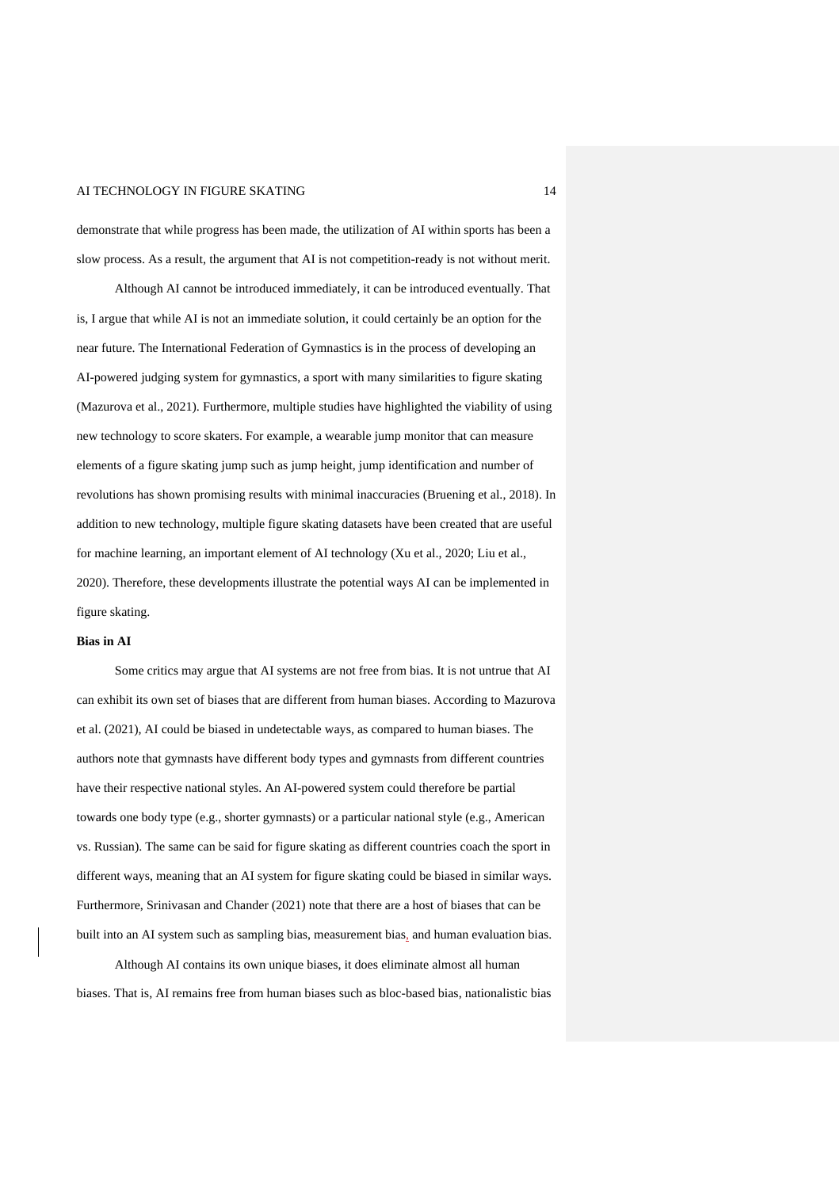demonstrate that while progress has been made, the utilization of AI within sports has been a slow process. As a result, the argument that AI is not competition-ready is not without merit.

Although AI cannot be introduced immediately, it can be introduced eventually. That is, I argue that while AI is not an immediate solution, it could certainly be an option for the near future. The International Federation of Gymnastics is in the process of developing an AI-powered judging system for gymnastics, a sport with many similarities to figure skating (Mazurova et al., 2021). Furthermore, multiple studies have highlighted the viability of using new technology to score skaters. For example, a wearable jump monitor that can measure elements of a figure skating jump such as jump height, jump identification and number of revolutions has shown promising results with minimal inaccuracies (Bruening et al., 2018). In addition to new technology, multiple figure skating datasets have been created that are useful for machine learning, an important element of AI technology (Xu et al., 2020; Liu et al., 2020). Therefore, these developments illustrate the potential ways AI can be implemented in figure skating.

**Bias in AI**

Some critics may argue that AI systems are not free from bias. It is not untrue that AI can exhibit its own set of biases that are different from human biases. According to Mazurova et al. (2021), AI could be biased in undetectable ways, as compared to human biases. The authors note that gymnasts have different body types and gymnasts from different countries have their respective national styles. An AI-powered system could therefore be partial towards one body type (e.g., shorter gymnasts) or a particular national style (e.g., American vs. Russian). The same can be said for figure skating as different countries coach the sport in different ways, meaning that an AI system for figure skating could be biased in similar ways. Furthermore, Srinivasan and Chander (2021) note that there are a host of biases that can be built into an AI system such as sampling bias, measurement bias, and human evaluation bias.

Although AI contains its own unique biases, it does eliminate almost all human biases. That is, AI remains free from human biases such as bloc-based bias, nationalistic bias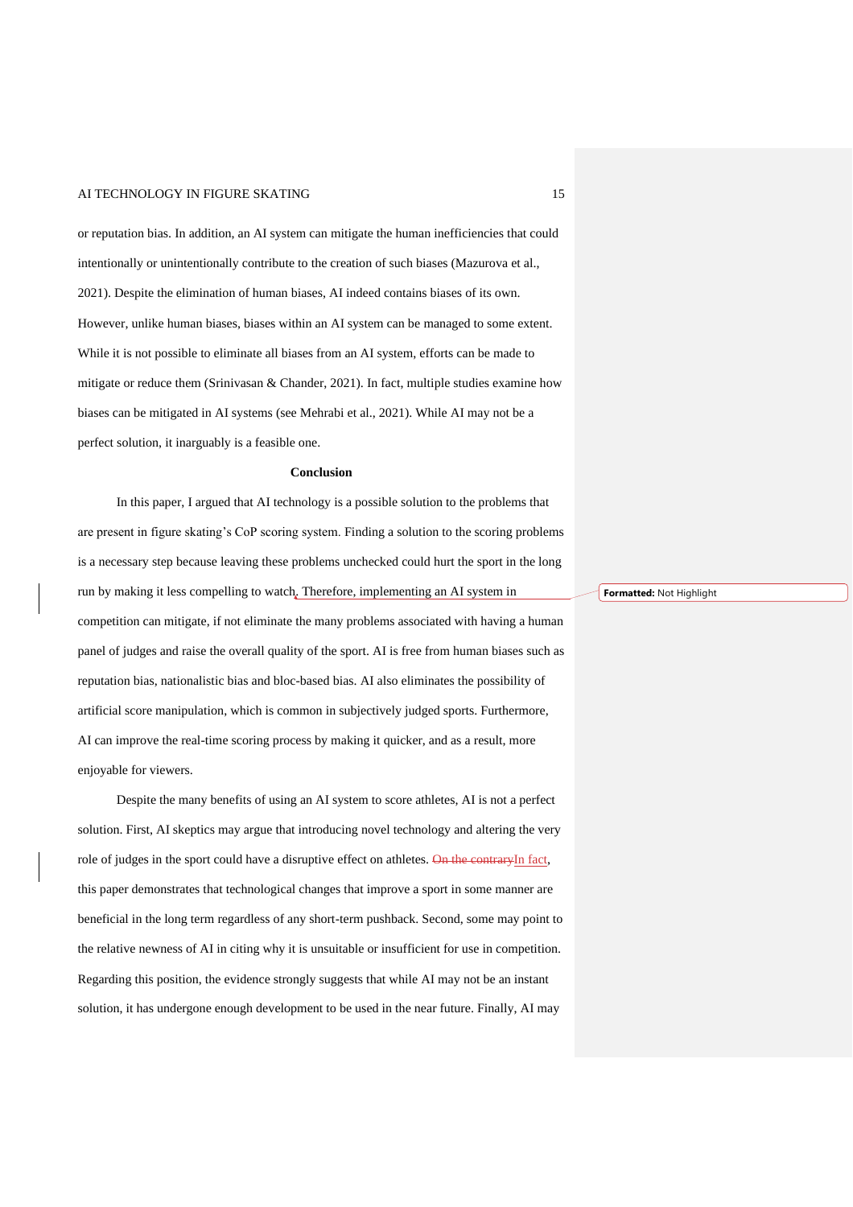or reputation bias. In addition, an AI system can mitigate the human inefficiencies that could intentionally or unintentionally contribute to the creation of such biases (Mazurova et al., 2021). Despite the elimination of human biases, AI indeed contains biases of its own. However, unlike human biases, biases within an AI system can be managed to some extent. While it is not possible to eliminate all biases from an AI system, efforts can be made to mitigate or reduce them (Srinivasan & Chander, 2021). In fact, multiple studies examine how biases can be mitigated in AI systems (see Mehrabi et al., 2021). While AI may not be a perfect solution, it inarguably is a feasible one.

## Conclusion

In this paper, I argued that AI technology is a possible solution to the problems that are present in figure skating's CoP scoring system. Finding a solution to the scoring problems is a necessary step because leaving these problems unchecked could hurt the sport in the long run by making it less compelling to watch. Therefore, implementing an AI system in competition can mitigate, if not eliminate the many problems associated with having a human panel of judges and raise the overall quality of the sport. AI is free from human biases such as reputation bias, nationalistic bias and bloc-based bias. AI also eliminates the possibility of artificial score manipulation, which is common in subjectively judged sports. Furthermore, AI can improve the real-time scoring process by making it quicker, and as a result, more enjoyable for viewers.

Despite the many benefits of using an AI system to score athletes, AI is not a perfect solution. First, AI skeptics may argue that introducing novel technology and altering the very role of judges in the sport could have a disruptive effect on athletes. In fact, this paper demonstrates that technological changes that improve a sport in some manner are beneficial in the long term regardless of any short-term pushback. Second, some may point to the relative newness of AI in citing why it is unsuitable or insufficient for use in competition. Regarding this position, the evidence strongly suggests that while AI may not be an instant solution, it has undergone enough development to be used in the near future. Finally, AI may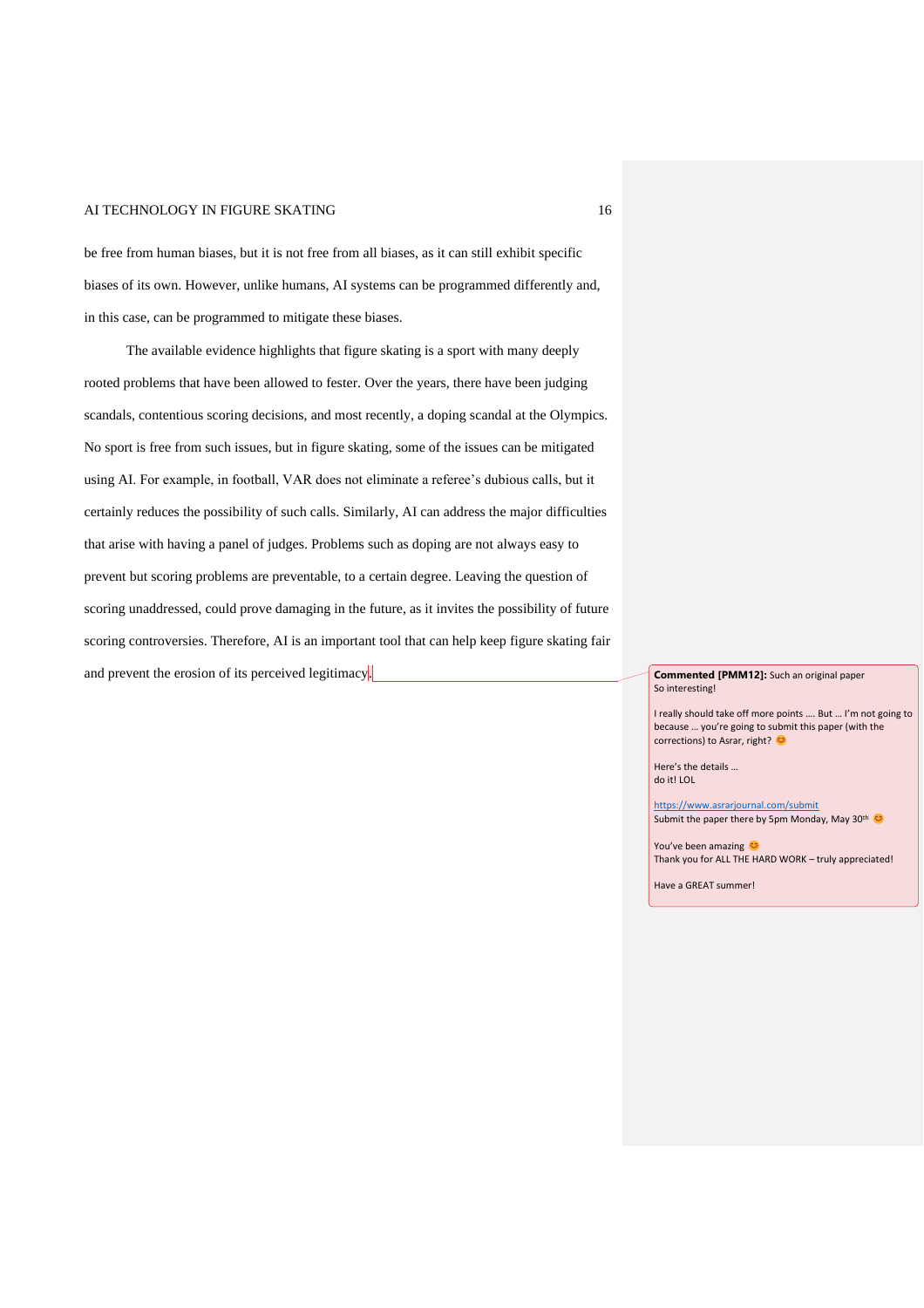be free from human biases, but it is not free from all biases, as it can still exhibit specific biases of its own. However, unlike humans, AI systems can be programmed differently and, in this case, can be programmed to mitigate these biases.

The available evidence highlights that figure skating is a sport with many deeply rooted problems that have been allowed to fester. Over the years, there have been judging scandals, contentious scoring decisions, and most recently, a doping scandal at the Olympics. No sport is free from such issues, but in figure skating, some of the issues can be mitigated using AI. For example, in football, VAR does not eliminate a referee's dubious calls, but it certainly reduces the possibility of such calls. Similarly, AI can address the major difficulties that arise with having a panel of judges. Problems such as doping are not always easy to prevent but scoring problems are preventable, to a certain degree. Leaving the question of scoring unaddressed, could prove damaging in the future, as it invites the possibility of future scoring controversies. Therefore, AI is an important tool that can help keep figure skating fair and prevent the erosion of its perceived legitimacy.

**Commented [PMM12]:** Such an original paper
So interesting!

I really should take off more points …. But … I'm not going to because … you're going to submit this paper (with the corrections) to Asrar, right? 😊

Here's the details …
do it! LOL

https://www.asrarjournal.com/submit
Submit the paper there by 5pm Monday, May 30th 😊

You've been amazing 😊
Thank you for ALL THE HARD WORK – truly appreciated!

Have a GREAT summer!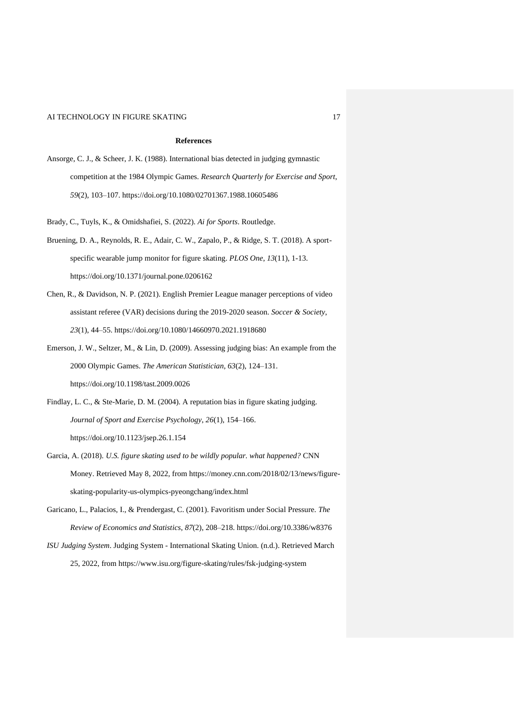# References

Ansorge, C. J., & Scheer, J. K. (1988). International bias detected in judging gymnastic competition at the 1984 Olympic Games. *Research Quarterly for Exercise and Sport*, *59*(2), 103–107. https://doi.org/10.1080/02701367.1988.10605486

Brady, C., Tuyls, K., & Omidshafiei, S. (2022). *Ai for Sports*. Routledge.

Bruening, D. A., Reynolds, R. E., Adair, C. W., Zapalo, P., & Ridge, S. T. (2018). A sport-specific wearable jump monitor for figure skating. *PLOS One*, *13*(11), 1-13. https://doi.org/10.1371/journal.pone.0206162

Chen, R., & Davidson, N. P. (2021). English Premier League manager perceptions of video assistant referee (VAR) decisions during the 2019-2020 season. *Soccer & Society*, *23*(1), 44–55. https://doi.org/10.1080/14660970.2021.1918680

Emerson, J. W., Seltzer, M., & Lin, D. (2009). Assessing judging bias: An example from the 2000 Olympic Games. *The American Statistician*, *63*(2), 124–131. https://doi.org/10.1198/tast.2009.0026

Findlay, L. C., & Ste-Marie, D. M. (2004). A reputation bias in figure skating judging. *Journal of Sport and Exercise Psychology*, *26*(1), 154–166. https://doi.org/10.1123/jsep.26.1.154

Garcia, A. (2018). *U.S. figure skating used to be wildly popular. what happened?* CNN Money. Retrieved May 8, 2022, from https://money.cnn.com/2018/02/13/news/figure-skating-popularity-us-olympics-pyeongchang/index.html

Garicano, L., Palacios, I., & Prendergast, C. (2001). Favoritism under Social Pressure. *The Review of Economics and Statistics*, *87*(2), 208–218. https://doi.org/10.3386/w8376

*ISU Judging System*. Judging System - International Skating Union. (n.d.). Retrieved March 25, 2022, from https://www.isu.org/figure-skating/rules/fsk-judging-system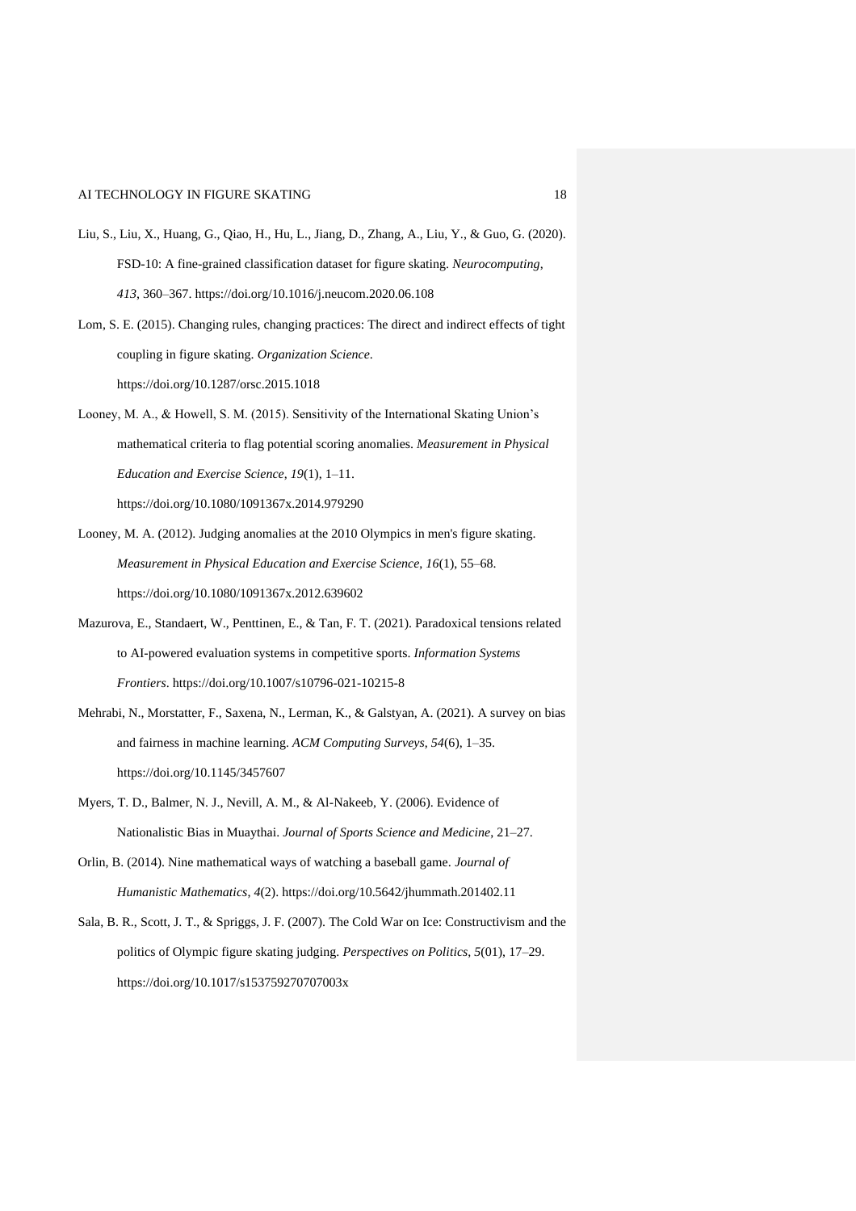Liu, S., Liu, X., Huang, G., Qiao, H., Hu, L., Jiang, D., Zhang, A., Liu, Y., & Guo, G. (2020). FSD-10: A fine-grained classification dataset for figure skating. *Neurocomputing*, *413*, 360–367. https://doi.org/10.1016/j.neucom.2020.06.108

Lom, S. E. (2015). Changing rules, changing practices: The direct and indirect effects of tight coupling in figure skating. *Organization Science*. https://doi.org/10.1287/orsc.2015.1018

Looney, M. A., & Howell, S. M. (2015). Sensitivity of the International Skating Union's mathematical criteria to flag potential scoring anomalies. *Measurement in Physical Education and Exercise Science*, *19*(1), 1–11. https://doi.org/10.1080/1091367x.2014.979290

Looney, M. A. (2012). Judging anomalies at the 2010 Olympics in men's figure skating. *Measurement in Physical Education and Exercise Science*, *16*(1), 55–68. https://doi.org/10.1080/1091367x.2012.639602

Mazurova, E., Standaert, W., Penttinen, E., & Tan, F. T. (2021). Paradoxical tensions related to AI-powered evaluation systems in competitive sports. *Information Systems Frontiers*. https://doi.org/10.1007/s10796-021-10215-8

Mehrabi, N., Morstatter, F., Saxena, N., Lerman, K., & Galstyan, A. (2021). A survey on bias and fairness in machine learning. *ACM Computing Surveys*, *54*(6), 1–35. https://doi.org/10.1145/3457607

Myers, T. D., Balmer, N. J., Nevill, A. M., & Al-Nakeeb, Y. (2006). Evidence of Nationalistic Bias in Muaythai. *Journal of Sports Science and Medicine*, 21–27.

Orlin, B. (2014). Nine mathematical ways of watching a baseball game. *Journal of Humanistic Mathematics*, *4*(2). https://doi.org/10.5642/jhummath.201402.11

Sala, B. R., Scott, J. T., & Spriggs, J. F. (2007). The Cold War on Ice: Constructivism and the politics of Olympic figure skating judging. *Perspectives on Politics*, *5*(01), 17–29. https://doi.org/10.1017/s153759270707003x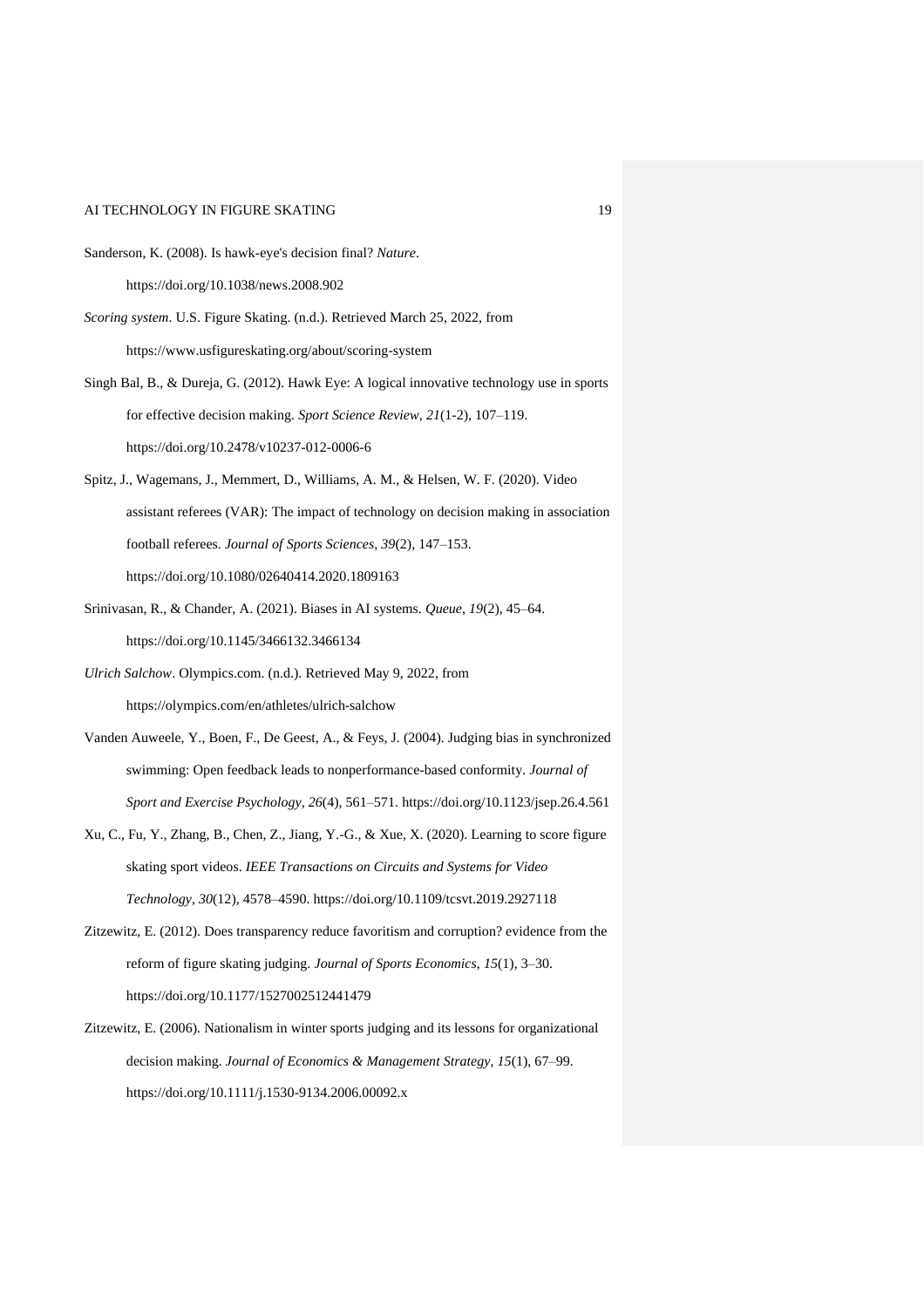Sanderson, K. (2008). Is hawk-eye's decision final? *Nature*. https://doi.org/10.1038/news.2008.902

*Scoring system*. U.S. Figure Skating. (n.d.). Retrieved March 25, 2022, from https://www.usfigureskating.org/about/scoring-system

Singh Bal, B., & Dureja, G. (2012). Hawk Eye: A logical innovative technology use in sports for effective decision making. *Sport Science Review*, *21*(1-2), 107–119. https://doi.org/10.2478/v10237-012-0006-6

Spitz, J., Wagemans, J., Memmert, D., Williams, A. M., & Helsen, W. F. (2020). Video assistant referees (VAR): The impact of technology on decision making in association football referees. *Journal of Sports Sciences*, *39*(2), 147–153. https://doi.org/10.1080/02640414.2020.1809163

Srinivasan, R., & Chander, A. (2021). Biases in AI systems. *Queue*, *19*(2), 45–64. https://doi.org/10.1145/3466132.3466134

*Ulrich Salchow*. Olympics.com. (n.d.). Retrieved May 9, 2022, from https://olympics.com/en/athletes/ulrich-salchow

Vanden Auweele, Y., Boen, F., De Geest, A., & Feys, J. (2004). Judging bias in synchronized swimming: Open feedback leads to nonperformance-based conformity. *Journal of Sport and Exercise Psychology*, *26*(4), 561–571. https://doi.org/10.1123/jsep.26.4.561

Xu, C., Fu, Y., Zhang, B., Chen, Z., Jiang, Y.-G., & Xue, X. (2020). Learning to score figure skating sport videos. *IEEE Transactions on Circuits and Systems for Video Technology*, *30*(12), 4578–4590. https://doi.org/10.1109/tcsvt.2019.2927118

Zitzewitz, E. (2012). Does transparency reduce favoritism and corruption? evidence from the reform of figure skating judging. *Journal of Sports Economics*, *15*(1), 3–30. https://doi.org/10.1177/1527002512441479

Zitzewitz, E. (2006). Nationalism in winter sports judging and its lessons for organizational decision making. *Journal of Economics & Management Strategy*, *15*(1), 67–99. https://doi.org/10.1111/j.1530-9134.2006.00092.x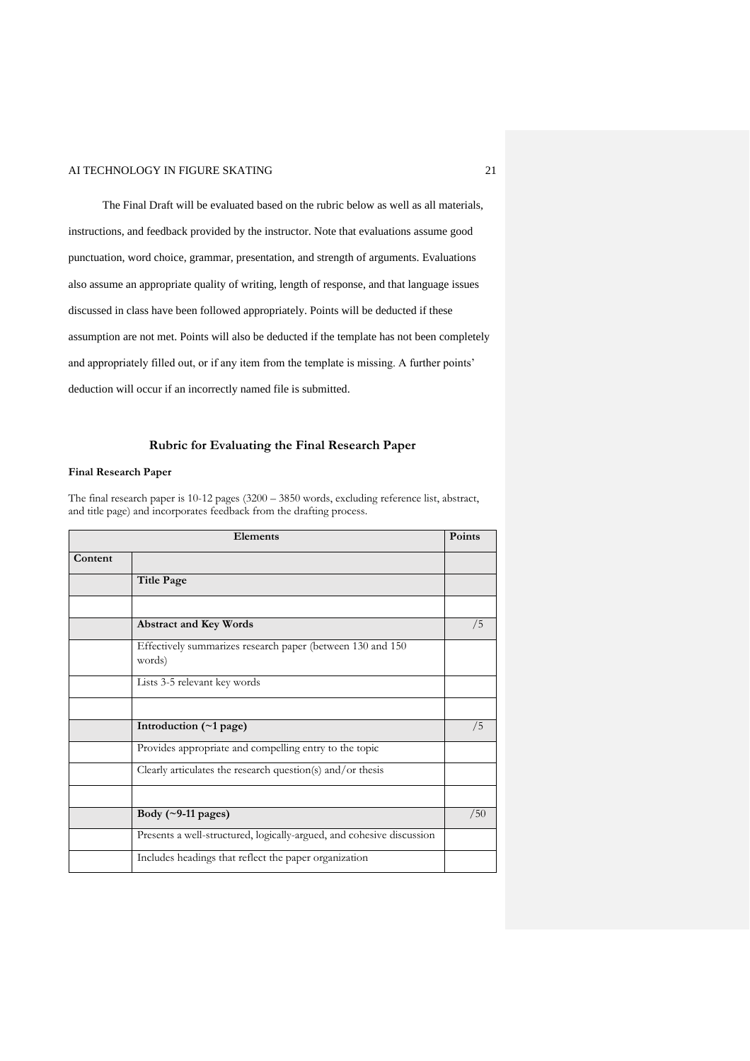The Final Draft will be evaluated based on the rubric below as well as all materials, instructions, and feedback provided by the instructor. Note that evaluations assume good punctuation, word choice, grammar, presentation, and strength of arguments. Evaluations also assume an appropriate quality of writing, length of response, and that language issues discussed in class have been followed appropriately. Points will be deducted if these assumption are not met. Points will also be deducted if the template has not been completely and appropriately filled out, or if any item from the template is missing. A further points' deduction will occur if an incorrectly named file is submitted.

## Rubric for Evaluating the Final Research Paper

**Final Research Paper**

The final research paper is 10-12 pages (3200 – 3850 words, excluding reference list, abstract, and title page) and incorporates feedback from the drafting process.

| Elements | | Points |
|---|---|---|
| **Content** | | |
| | **Title Page** | |
| | | |
| | **Abstract and Key Words** | /5 |
| | Effectively summarizes research paper (between 130 and 150 words) | |
| | Lists 3-5 relevant key words | |
| | | |
| | **Introduction (~1 page)** | /5 |
| | Provides appropriate and compelling entry to the topic | |
| | Clearly articulates the research question(s) and/or thesis | |
| | | |
| | **Body (~9-11 pages)** | /50 |
| | Presents a well-structured, logically-argued, and cohesive discussion | |
| | Includes headings that reflect the paper organization | |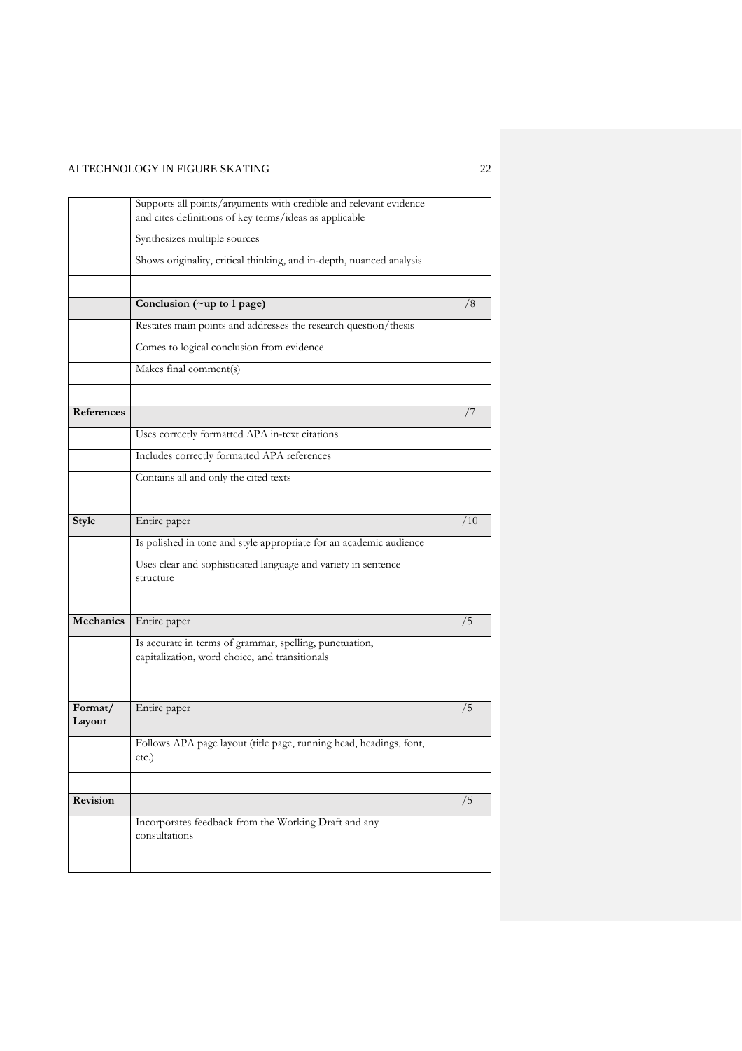| | | |
|---|---|---|
| | Supports all points/arguments with credible and relevant evidence and cites definitions of key terms/ideas as applicable | |
| | Synthesizes multiple sources | |
| | Shows originality, critical thinking, and in-depth, nuanced analysis | |
| | | |
| | **Conclusion (~up to 1 page)** | /8 |
| | Restates main points and addresses the research question/thesis | |
| | Comes to logical conclusion from evidence | |
| | Makes final comment(s) | |
| | | |
| **References** | | /7 |
| | Uses correctly formatted APA in-text citations | |
| | Includes correctly formatted APA references | |
| | Contains all and only the cited texts | |
| | | |
| **Style** | Entire paper | /10 |
| | Is polished in tone and style appropriate for an academic audience | |
| | Uses clear and sophisticated language and variety in sentence structure | |
| | | |
| **Mechanics** | Entire paper | /5 |
| | Is accurate in terms of grammar, spelling, punctuation, capitalization, word choice, and transitionals | |
| | | |
| **Format/ Layout** | Entire paper | /5 |
| | Follows APA page layout (title page, running head, headings, font, etc.) | |
| | | |
| **Revision** | | /5 |
| | Incorporates feedback from the Working Draft and any consultations | |
| | | |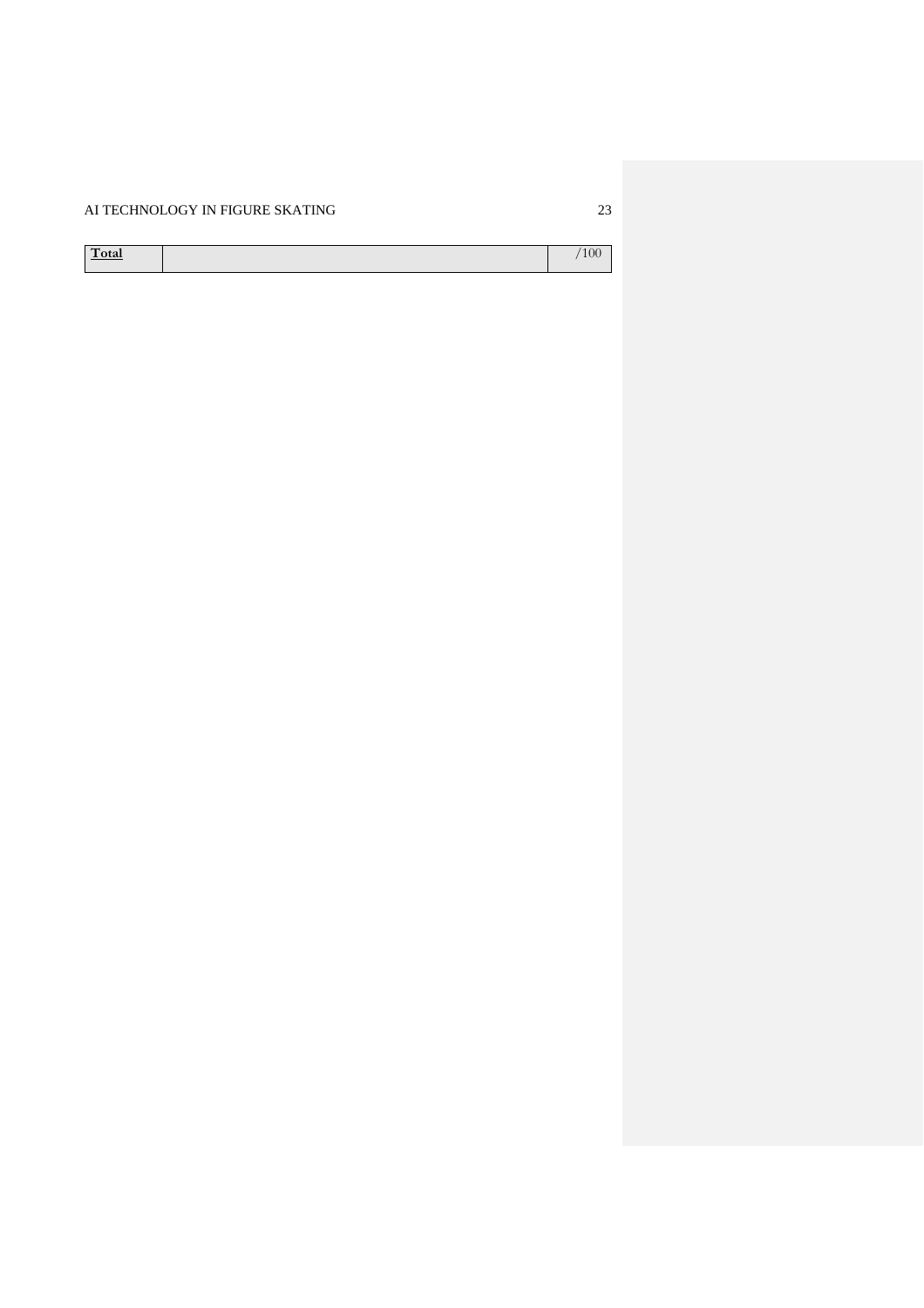| | | |
|---|---|---|
| **Total** | | /100 |